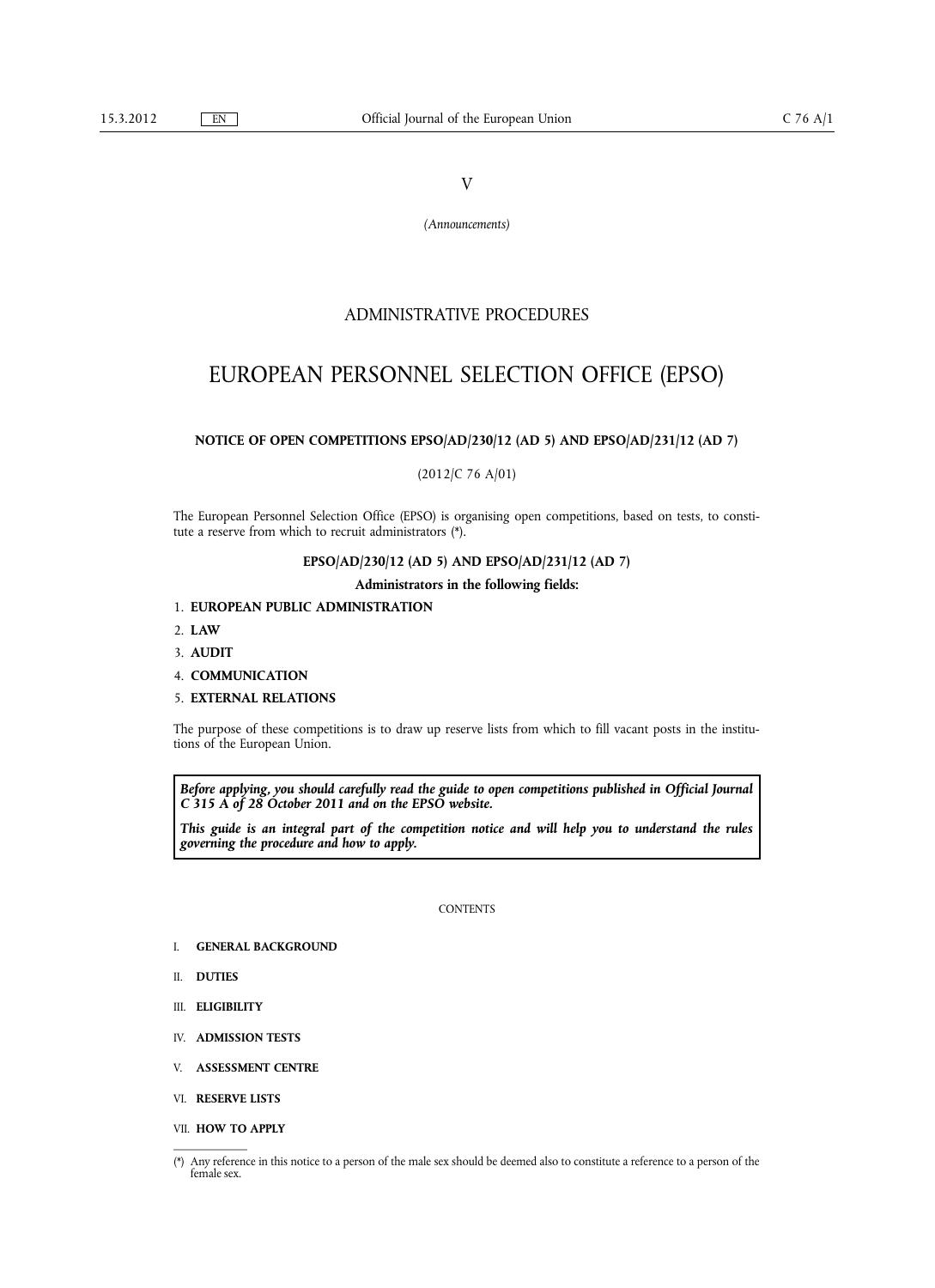V

*(Announcements)*

## ADMINISTRATIVE PROCEDURES

# EUROPEAN PERSONNEL SELECTION OFFICE (EPSO)

### NOTICE OF OPEN COMPETITIONS EPSO/AD/230/12 (AD 5) AND EPSO/AD/231/12 (AD 7)

(2012/C 76 A/01)

The European Personnel Selection Office (EPSO) is organising open competitions, based on tests, to constitute a reserve from which to recruit administrators (*).

**EPSO/AD/230/12 (AD 5) AND EPSO/AD/231/12 (AD 7)**

**Administrators in the following fields:**

1. **EUROPEAN PUBLIC ADMINISTRATION**
2. **LAW**
3. **AUDIT**
4. **COMMUNICATION**
5. **EXTERNAL RELATIONS**

The purpose of these competitions is to draw up reserve lists from which to fill vacant posts in the institutions of the European Union.

***Before applying, you should carefully read the guide to open competitions published in Official Journal C 315 A of 28 October 2011 and on the EPSO website.***

***This guide is an integral part of the competition notice and will help you to understand the rules governing the procedure and how to apply.***

CONTENTS

I. **GENERAL BACKGROUND**

II. **DUTIES**

III. **ELIGIBILITY**

IV. **ADMISSION TESTS**

V. **ASSESSMENT CENTRE**

VI. **RESERVE LISTS**

VII. **HOW TO APPLY**

---

(*) Any reference in this notice to a person of the male sex should be deemed also to constitute a reference to a person of the female sex.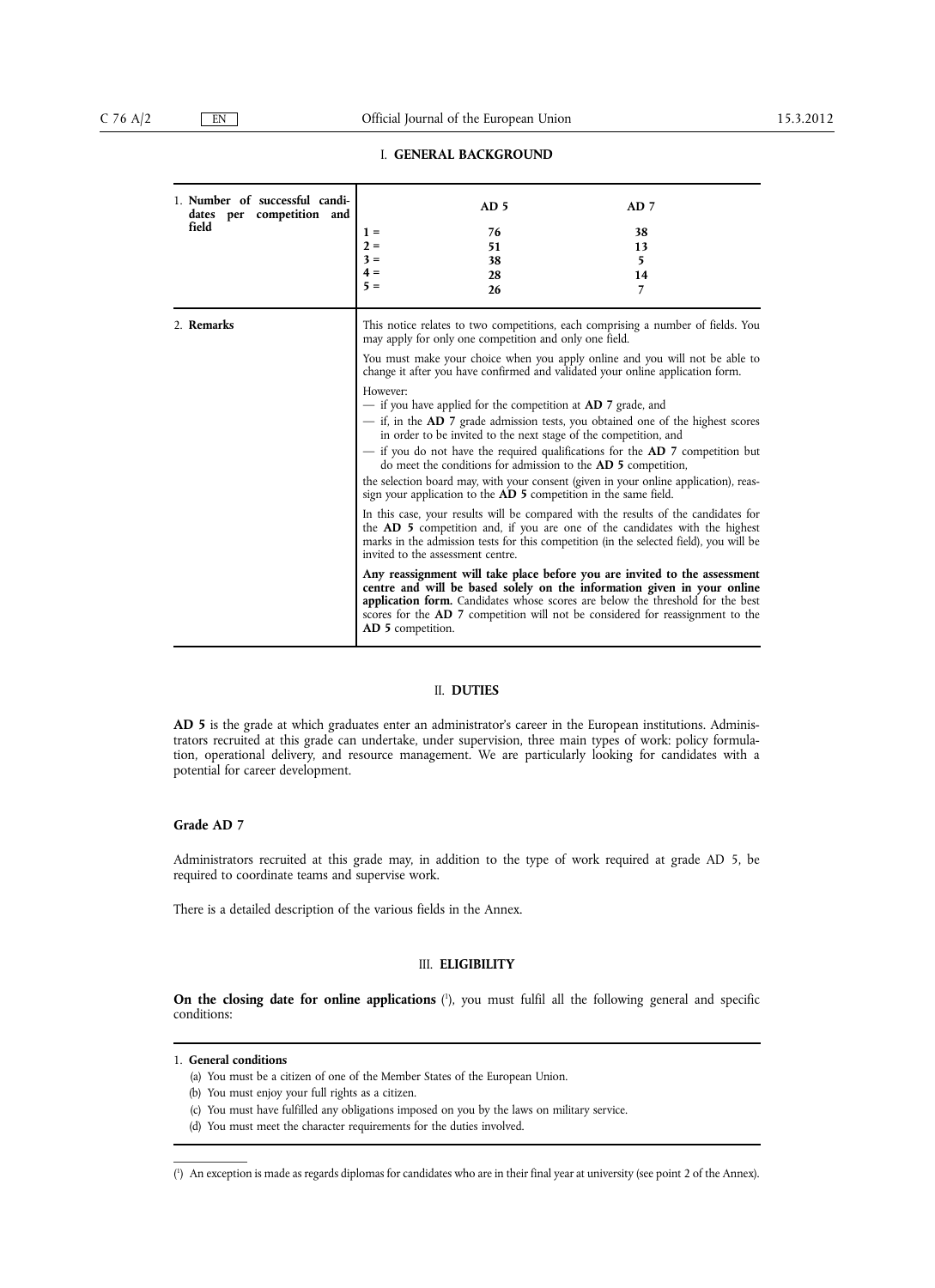## I. GENERAL BACKGROUND

| 1. **Number of successful candidates per competition and field** | | **AD 5** | **AD 7** |
|---|---|---|---|
| | 1 = | 76 | 38 |
| | 2 = | 51 | 13 |
| | 3 = | 38 | 5 |
| | 4 = | 28 | 14 |
| | 5 = | 26 | 7 |

2. **Remarks**

This notice relates to two competitions, each comprising a number of fields. You may apply for only one competition and only one field.

You must make your choice when you apply online and you will not be able to change it after you have confirmed and validated your online application form.

However:

- if you have applied for the competition at **AD 7** grade, and
- if, in the **AD 7** grade admission tests, you obtained one of the highest scores in order to be invited to the next stage of the competition, and
- if you do not have the required qualifications for the **AD 7** competition but do meet the conditions for admission to the **AD 5** competition,

the selection board may, with your consent (given in your online application), reassign your application to the **AD 5** competition in the same field.

In this case, your results will be compared with the results of the candidates for the **AD 5** competition and, if you are one of the candidates with the highest marks in the admission tests for this competition (in the selected field), you will be invited to the assessment centre.

**Any reassignment will take place before you are invited to the assessment centre and will be based solely on the information given in your online application form.** Candidates whose scores are below the threshold for the best scores for the **AD 7** competition will not be considered for reassignment to the **AD 5** competition.

## II. DUTIES

**AD 5** is the grade at which graduates enter an administrator's career in the European institutions. Administrators recruited at this grade can undertake, under supervision, three main types of work: policy formulation, operational delivery, and resource management. We are particularly looking for candidates with a potential for career development.

### Grade AD 7

Administrators recruited at this grade may, in addition to the type of work required at grade AD 5, be required to coordinate teams and supervise work.

There is a detailed description of the various fields in the Annex.

## III. ELIGIBILITY

**On the closing date for online applications** [1], you must fulfil all the following general and specific conditions:

1. **General conditions**

(a) You must be a citizen of one of the Member States of the European Union.

(b) You must enjoy your full rights as a citizen.

(c) You must have fulfilled any obligations imposed on you by the laws on military service.

(d) You must meet the character requirements for the duties involved.

---

[1] An exception is made as regards diplomas for candidates who are in their final year at university (see point 2 of the Annex).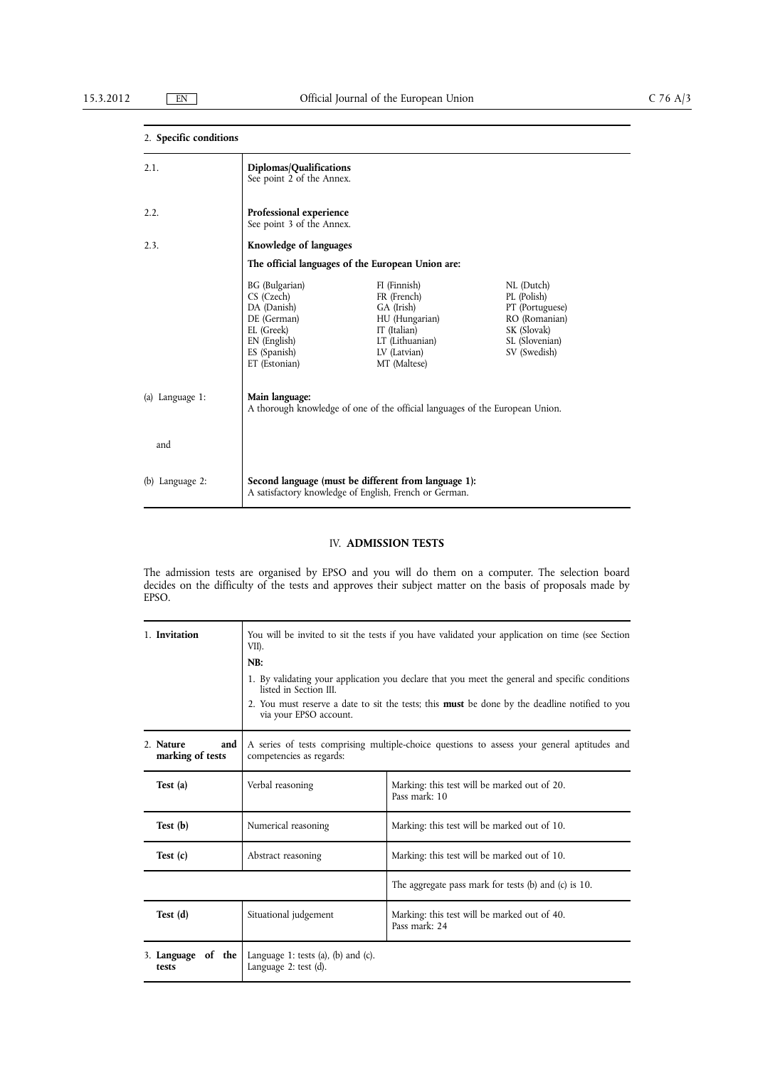## 2. Specific conditions

| | |
|---|---|
| 2.1. | **Diplomas/Qualifications**<br>See point 2 of the Annex. |
| 2.2. | **Professional experience**<br>See point 3 of the Annex. |
| 2.3. | **Knowledge of languages** |

**The official languages of the European Union are:**

| | | |
|---|---|---|
| BG (Bulgarian) | FI (Finnish) | NL (Dutch) |
| CS (Czech) | FR (French) | PL (Polish) |
| DA (Danish) | GA (Irish) | PT (Portuguese) |
| DE (German) | HU (Hungarian) | RO (Romanian) |
| EL (Greek) | IT (Italian) | SK (Slovak) |
| EN (English) | LT (Lithuanian) | SL (Slovenian) |
| ES (Spanish) | LV (Latvian) | SV (Swedish) |
| ET (Estonian) | MT (Maltese) | |

| | |
|---|---|
| (a) Language 1: | **Main language:**<br>A thorough knowledge of one of the official languages of the European Union. |
| and | |
| (b) Language 2: | **Second language (must be different from language 1):**<br>A satisfactory knowledge of English, French or German. |

## IV. ADMISSION TESTS

The admission tests are organised by EPSO and you will do them on a computer. The selection board decides on the difficulty of the tests and approves their subject matter on the basis of proposals made by EPSO.

| | | |
|---|---|---|
| 1. **Invitation** | You will be invited to sit the tests if you have validated your application on time (see Section VII).<br>**NB:**<br>1. By validating your application you declare that you meet the general and specific conditions listed in Section III.<br>2. You must reserve a date to sit the tests; this **must** be done by the deadline notified to you via your EPSO account. | |
| 2. **Nature and marking of tests** | A series of tests comprising multiple-choice questions to assess your general aptitudes and competencies as regards: | |
| **Test (a)** | Verbal reasoning | Marking: this test will be marked out of 20.<br>Pass mark: 10 |
| **Test (b)** | Numerical reasoning | Marking: this test will be marked out of 10. |
| **Test (c)** | Abstract reasoning | Marking: this test will be marked out of 10. |
| | | The aggregate pass mark for tests (b) and (c) is 10. |
| **Test (d)** | Situational judgement | Marking: this test will be marked out of 40.<br>Pass mark: 24 |
| 3. **Language of the tests** | Language 1: tests (a), (b) and (c).<br>Language 2: test (d). | |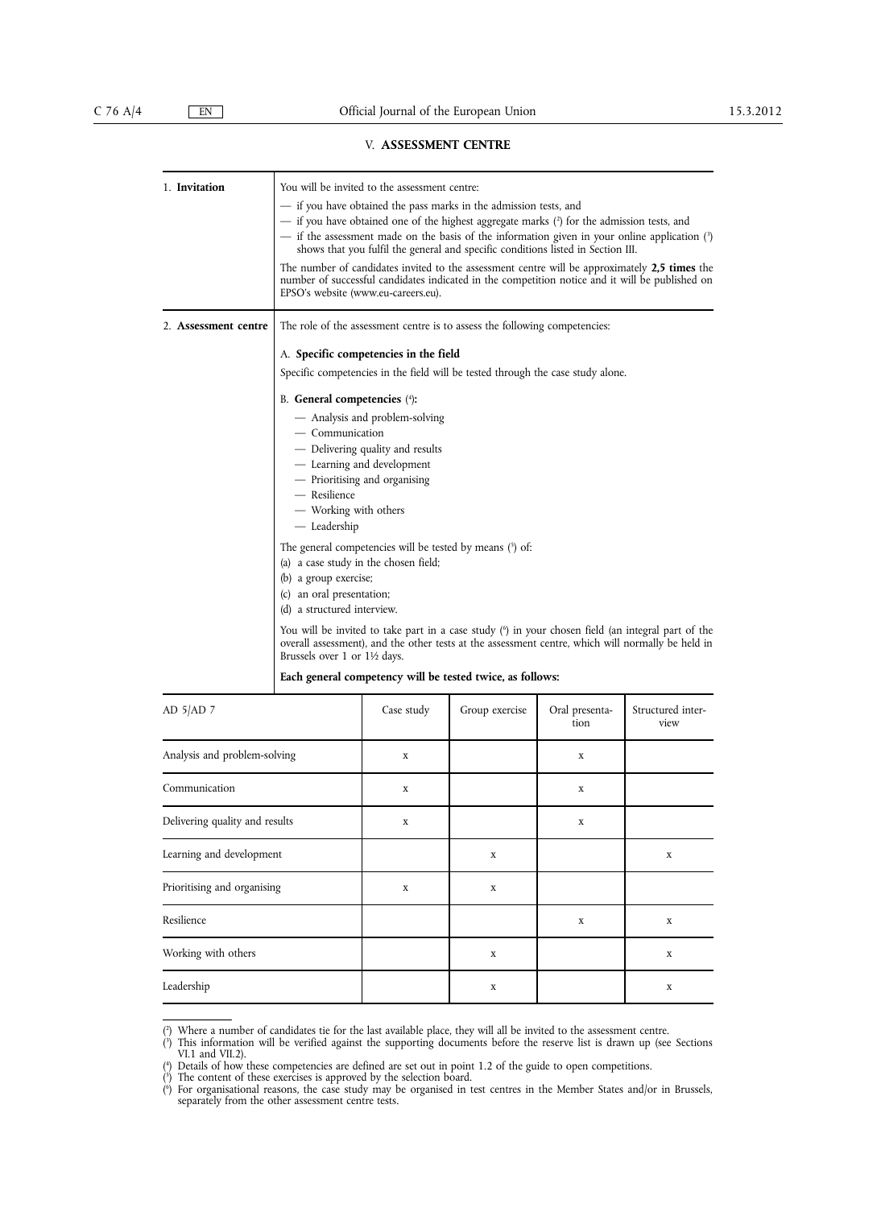## V. ASSESSMENT CENTRE

**1. Invitation**

You will be invited to the assessment centre:

— if you have obtained the pass marks in the admission tests, and

— if you have obtained one of the highest aggregate marks [2] for the admission tests, and

— if the assessment made on the basis of the information given in your online application [3] shows that you fulfil the general and specific conditions listed in Section III.

The number of candidates invited to the assessment centre will be approximately **2,5 times** the number of successful candidates indicated in the competition notice and it will be published on EPSO's website (www.eu-careers.eu).

**2. Assessment centre**

The role of the assessment centre is to assess the following competencies:

A. **Specific competencies in the field**

Specific competencies in the field will be tested through the case study alone.

B. **General competencies** [4]**:**

— Analysis and problem-solving
— Communication
— Delivering quality and results
— Learning and development
— Prioritising and organising
— Resilience
— Working with others
— Leadership

The general competencies will be tested by means [5] of:

(a) a case study in the chosen field;
(b) a group exercise;
(c) an oral presentation;
(d) a structured interview.

You will be invited to take part in a case study [6] in your chosen field (an integral part of the overall assessment), and the other tests at the assessment centre, which will normally be held in Brussels over 1 or 1½ days.

**Each general competency will be tested twice, as follows:**

| AD 5/AD 7 | Case study | Group exercise | Oral presentation | Structured interview |
|---|---|---|---|---|
| Analysis and problem-solving | x | | x | |
| Communication | x | | x | |
| Delivering quality and results | x | | x | |
| Learning and development | | x | | x |
| Prioritising and organising | x | x | | |
| Resilience | | | x | x |
| Working with others | | x | | x |
| Leadership | | x | | x |

---

[2] Where a number of candidates tie for the last available place, they will all be invited to the assessment centre.

[3] This information will be verified against the supporting documents before the reserve list is drawn up (see Sections VI.1 and VII.2).

[4] Details of how these competencies are defined are set out in point 1.2 of the guide to open competitions.

[5] The content of these exercises is approved by the selection board.

[6] For organisational reasons, the case study may be organised in test centres in the Member States and/or in Brussels, separately from the other assessment centre tests.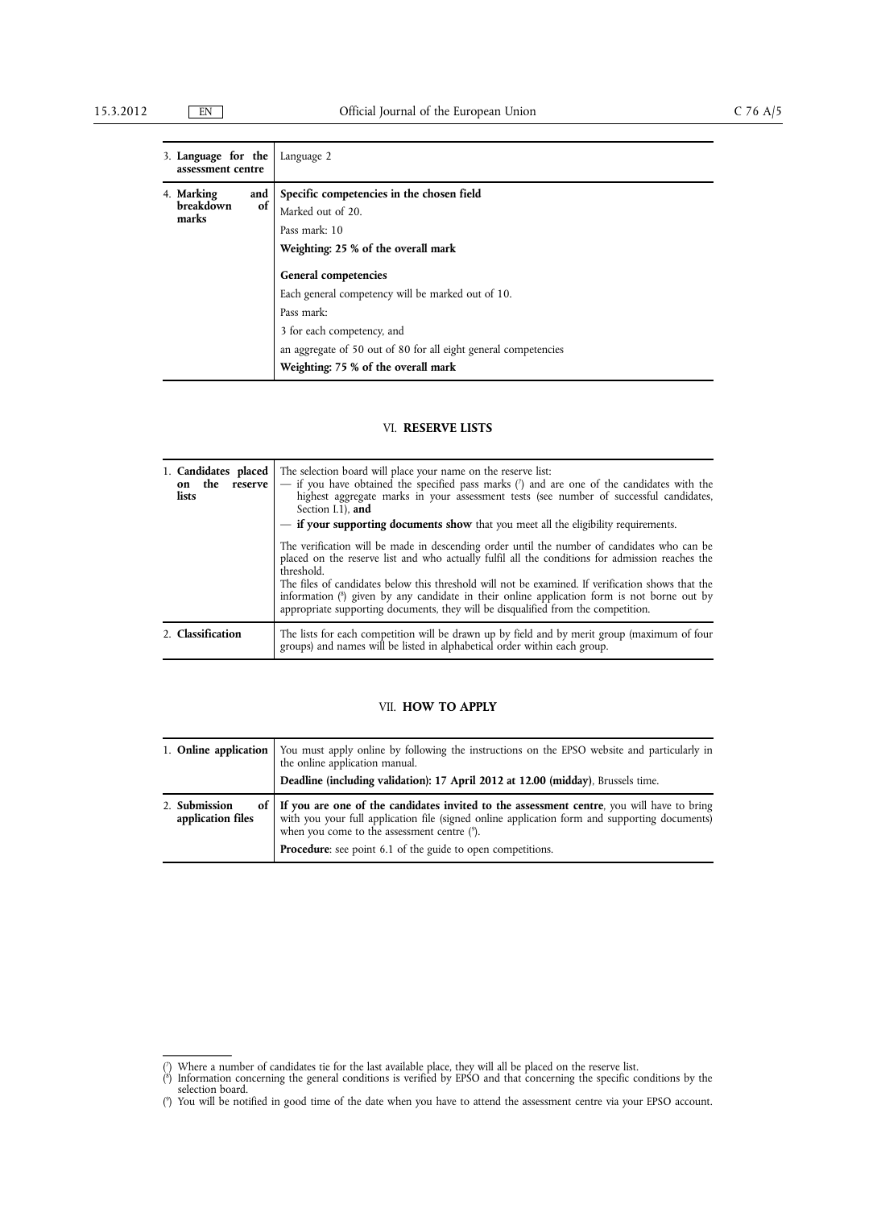| | |
|---|---|
| 3. **Language for the assessment centre** | Language 2 |
| 4. **Marking and breakdown of marks** | **Specific competencies in the chosen field**<br>Marked out of 20.<br>Pass mark: 10<br>**Weighting: 25 % of the overall mark**<br>**General competencies**<br>Each general competency will be marked out of 10.<br>Pass mark:<br>3 for each competency, and<br>an aggregate of 50 out of 80 for all eight general competencies<br>**Weighting: 75 % of the overall mark** |

## VI. RESERVE LISTS

| | |
|---|---|
| 1. **Candidates placed on the reserve lists** | The selection board will place your name on the reserve list:<br>— if you have obtained the specified pass marks [7] and are one of the candidates with the highest aggregate marks in your assessment tests (see number of successful candidates, Section I.1), **and**<br>— **if your supporting documents show** that you meet all the eligibility requirements.<br><br>The verification will be made in descending order until the number of candidates who can be placed on the reserve list and who actually fulfil all the conditions for admission reaches the threshold.<br>The files of candidates below this threshold will not be examined. If verification shows that the information [8] given by any candidate in their online application form is not borne out by appropriate supporting documents, they will be disqualified from the competition. |
| 2. **Classification** | The lists for each competition will be drawn up by field and by merit group (maximum of four groups) and names will be listed in alphabetical order within each group. |

## VII. HOW TO APPLY

| | |
|---|---|
| 1. **Online application** | You must apply online by following the instructions on the EPSO website and particularly in the online application manual.<br>**Deadline (including validation): 17 April 2012 at 12.00 (midday)**, Brussels time. |
| 2. **Submission of application files** | **If you are one of the candidates invited to the assessment centre**, you will have to bring with you your full application file (signed online application form and supporting documents) when you come to the assessment centre [9].<br>**Procedure**: see point 6.1 of the guide to open competitions. |

---

[7] Where a number of candidates tie for the last available place, they will all be placed on the reserve list.

[8] Information concerning the general conditions is verified by EPSO and that concerning the specific conditions by the selection board.

[9] You will be notified in good time of the date when you have to attend the assessment centre via your EPSO account.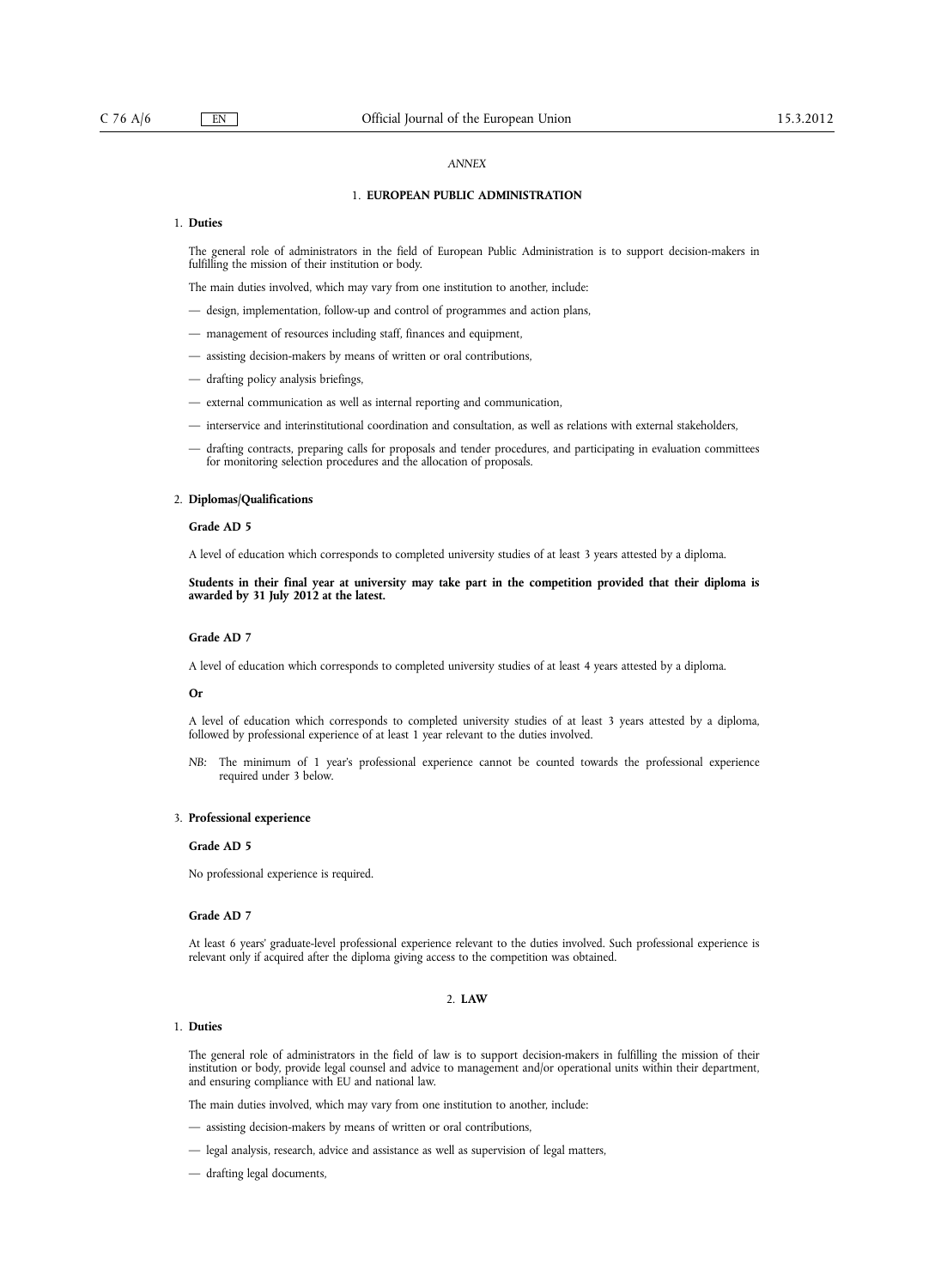*ANNEX*

## 1. EUROPEAN PUBLIC ADMINISTRATION

### 1. Duties

The general role of administrators in the field of European Public Administration is to support decision-makers in fulfilling the mission of their institution or body.

The main duties involved, which may vary from one institution to another, include:

- design, implementation, follow-up and control of programmes and action plans,
- management of resources including staff, finances and equipment,
- assisting decision-makers by means of written or oral contributions,
- drafting policy analysis briefings,
- external communication as well as internal reporting and communication,
- interservice and interinstitutional coordination and consultation, as well as relations with external stakeholders,
- drafting contracts, preparing calls for proposals and tender procedures, and participating in evaluation committees for monitoring selection procedures and the allocation of proposals.

### 2. Diplomas/Qualifications

**Grade AD 5**

A level of education which corresponds to completed university studies of at least 3 years attested by a diploma.

**Students in their final year at university may take part in the competition provided that their diploma is awarded by 31 July 2012 at the latest.**

**Grade AD 7**

A level of education which corresponds to completed university studies of at least 4 years attested by a diploma.

**Or**

A level of education which corresponds to completed university studies of at least 3 years attested by a diploma, followed by professional experience of at least 1 year relevant to the duties involved.

*NB:* The minimum of 1 year's professional experience cannot be counted towards the professional experience required under 3 below.

### 3. Professional experience

**Grade AD 5**

No professional experience is required.

**Grade AD 7**

At least 6 years' graduate-level professional experience relevant to the duties involved. Such professional experience is relevant only if acquired after the diploma giving access to the competition was obtained.

## 2. LAW

### 1. Duties

The general role of administrators in the field of law is to support decision-makers in fulfilling the mission of their institution or body, provide legal counsel and advice to management and/or operational units within their department, and ensuring compliance with EU and national law.

The main duties involved, which may vary from one institution to another, include:

- assisting decision-makers by means of written or oral contributions,
- legal analysis, research, advice and assistance as well as supervision of legal matters,
- drafting legal documents,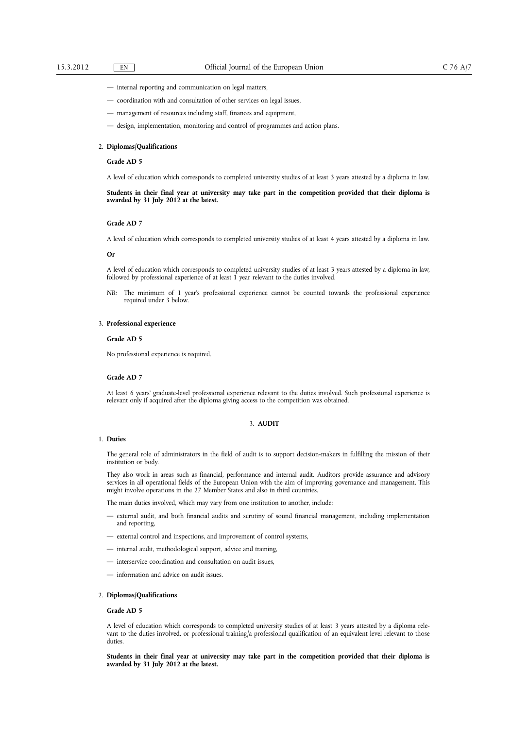— internal reporting and communication on legal matters,

— coordination with and consultation of other services on legal issues,

— management of resources including staff, finances and equipment,

— design, implementation, monitoring and control of programmes and action plans.

2. **Diplomas/Qualifications**

**Grade AD 5**

A level of education which corresponds to completed university studies of at least 3 years attested by a diploma in law.

**Students in their final year at university may take part in the competition provided that their diploma is awarded by 31 July 2012 at the latest.**

**Grade AD 7**

A level of education which corresponds to completed university studies of at least 4 years attested by a diploma in law.

**Or**

A level of education which corresponds to completed university studies of at least 3 years attested by a diploma in law, followed by professional experience of at least 1 year relevant to the duties involved.

*NB:* The minimum of 1 year's professional experience cannot be counted towards the professional experience required under 3 below.

3. **Professional experience**

**Grade AD 5**

No professional experience is required.

**Grade AD 7**

At least 6 years' graduate-level professional experience relevant to the duties involved. Such professional experience is relevant only if acquired after the diploma giving access to the competition was obtained.

## 3. AUDIT

1. **Duties**

The general role of administrators in the field of audit is to support decision-makers in fulfilling the mission of their institution or body.

They also work in areas such as financial, performance and internal audit. Auditors provide assurance and advisory services in all operational fields of the European Union with the aim of improving governance and management. This might involve operations in the 27 Member States and also in third countries.

The main duties involved, which may vary from one institution to another, include:

— external audit, and both financial audits and scrutiny of sound financial management, including implementation and reporting,

— external control and inspections, and improvement of control systems,

— internal audit, methodological support, advice and training,

— interservice coordination and consultation on audit issues,

— information and advice on audit issues.

2. **Diplomas/Qualifications**

**Grade AD 5**

A level of education which corresponds to completed university studies of at least 3 years attested by a diploma relevant to the duties involved, or professional training/a professional qualification of an equivalent level relevant to those duties.

**Students in their final year at university may take part in the competition provided that their diploma is awarded by 31 July 2012 at the latest.**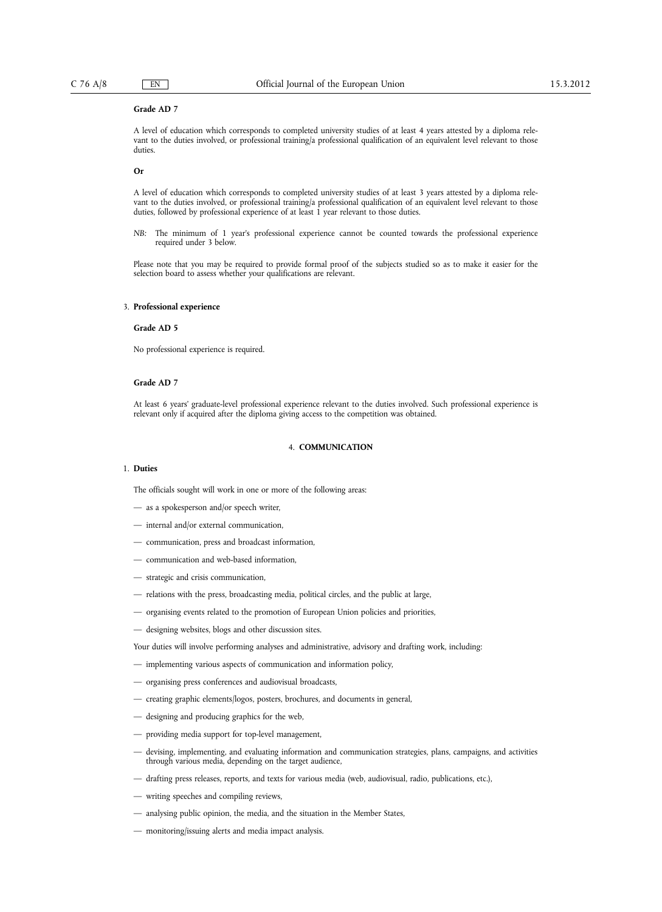**Grade AD 7**

A level of education which corresponds to completed university studies of at least 4 years attested by a diploma relevant to the duties involved, or professional training/a professional qualification of an equivalent level relevant to those duties.

**Or**

A level of education which corresponds to completed university studies of at least 3 years attested by a diploma relevant to the duties involved, or professional training/a professional qualification of an equivalent level relevant to those duties, followed by professional experience of at least 1 year relevant to those duties.

*NB:* The minimum of 1 year's professional experience cannot be counted towards the professional experience required under 3 below.

Please note that you may be required to provide formal proof of the subjects studied so as to make it easier for the selection board to assess whether your qualifications are relevant.

3. **Professional experience**

**Grade AD 5**

No professional experience is required.

**Grade AD 7**

At least 6 years' graduate-level professional experience relevant to the duties involved. Such professional experience is relevant only if acquired after the diploma giving access to the competition was obtained.

## 4. COMMUNICATION

1. **Duties**

The officials sought will work in one or more of the following areas:

- as a spokesperson and/or speech writer,
- internal and/or external communication,
- communication, press and broadcast information,
- communication and web-based information,
- strategic and crisis communication,
- relations with the press, broadcasting media, political circles, and the public at large,
- organising events related to the promotion of European Union policies and priorities,
- designing websites, blogs and other discussion sites.

Your duties will involve performing analyses and administrative, advisory and drafting work, including:

- implementing various aspects of communication and information policy,
- organising press conferences and audiovisual broadcasts,
- creating graphic elements/logos, posters, brochures, and documents in general,
- designing and producing graphics for the web,
- providing media support for top-level management,
- devising, implementing, and evaluating information and communication strategies, plans, campaigns, and activities through various media, depending on the target audience,
- drafting press releases, reports, and texts for various media (web, audiovisual, radio, publications, etc.),
- writing speeches and compiling reviews,
- analysing public opinion, the media, and the situation in the Member States,
- monitoring/issuing alerts and media impact analysis.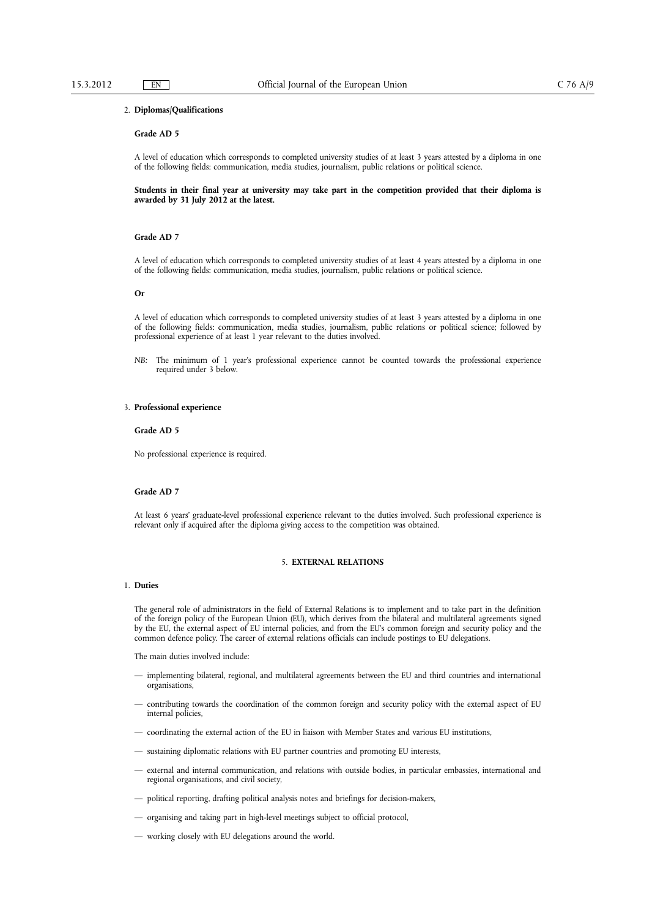2. **Diplomas/Qualifications**

**Grade AD 5**

A level of education which corresponds to completed university studies of at least 3 years attested by a diploma in one of the following fields: communication, media studies, journalism, public relations or political science.

**Students in their final year at university may take part in the competition provided that their diploma is awarded by 31 July 2012 at the latest.**

**Grade AD 7**

A level of education which corresponds to completed university studies of at least 4 years attested by a diploma in one of the following fields: communication, media studies, journalism, public relations or political science.

**Or**

A level of education which corresponds to completed university studies of at least 3 years attested by a diploma in one of the following fields: communication, media studies, journalism, public relations or political science; followed by professional experience of at least 1 year relevant to the duties involved.

*NB:* The minimum of 1 year's professional experience cannot be counted towards the professional experience required under 3 below.

3. **Professional experience**

**Grade AD 5**

No professional experience is required.

**Grade AD 7**

At least 6 years' graduate-level professional experience relevant to the duties involved. Such professional experience is relevant only if acquired after the diploma giving access to the competition was obtained.

## 5. EXTERNAL RELATIONS

1. **Duties**

The general role of administrators in the field of External Relations is to implement and to take part in the definition of the foreign policy of the European Union (EU), which derives from the bilateral and multilateral agreements signed by the EU, the external aspect of EU internal policies, and from the EU's common foreign and security policy and the common defence policy. The career of external relations officials can include postings to EU delegations.

The main duties involved include:

— implementing bilateral, regional, and multilateral agreements between the EU and third countries and international organisations,

— contributing towards the coordination of the common foreign and security policy with the external aspect of EU internal policies,

— coordinating the external action of the EU in liaison with Member States and various EU institutions,

— sustaining diplomatic relations with EU partner countries and promoting EU interests,

— external and internal communication, and relations with outside bodies, in particular embassies, international and regional organisations, and civil society,

— political reporting, drafting political analysis notes and briefings for decision-makers,

— organising and taking part in high-level meetings subject to official protocol,

— working closely with EU delegations around the world.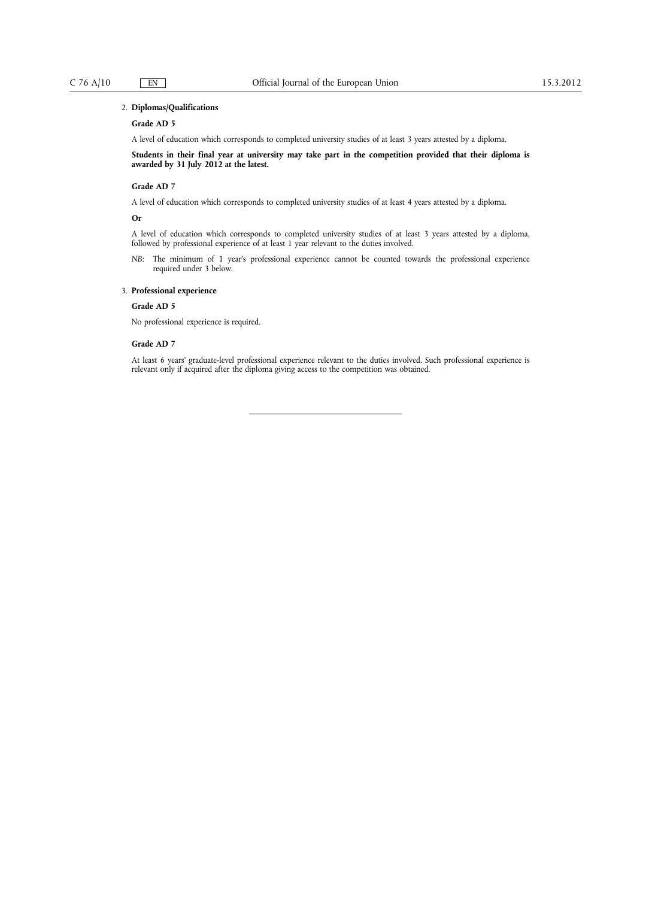2. **Diplomas/Qualifications**

**Grade AD 5**

A level of education which corresponds to completed university studies of at least 3 years attested by a diploma.

**Students in their final year at university may take part in the competition provided that their diploma is awarded by 31 July 2012 at the latest.**

**Grade AD 7**

A level of education which corresponds to completed university studies of at least 4 years attested by a diploma.

**Or**

A level of education which corresponds to completed university studies of at least 3 years attested by a diploma, followed by professional experience of at least 1 year relevant to the duties involved.

*NB:* The minimum of 1 year's professional experience cannot be counted towards the professional experience required under 3 below.

3. **Professional experience**

**Grade AD 5**

No professional experience is required.

**Grade AD 7**

At least 6 years' graduate-level professional experience relevant to the duties involved. Such professional experience is relevant only if acquired after the diploma giving access to the competition was obtained.